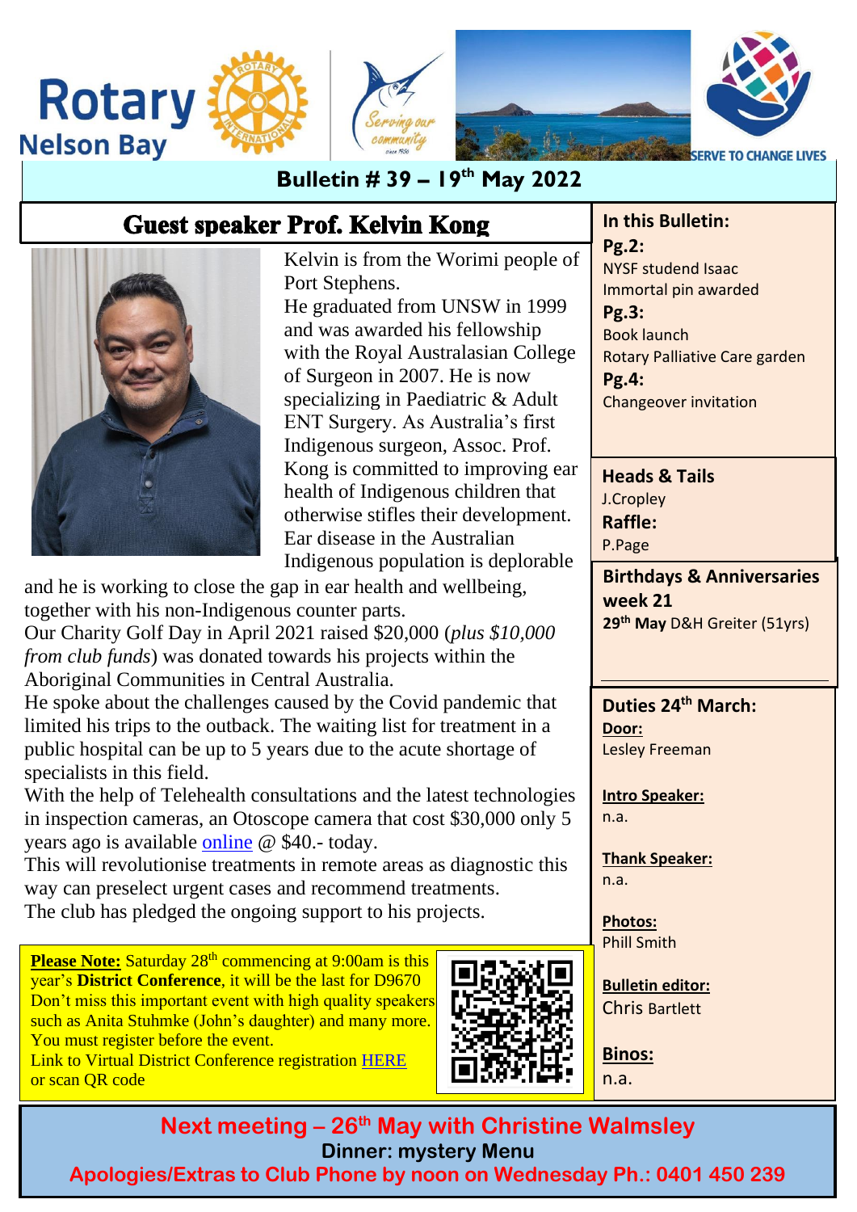# Rotary Nelson Bay

SERVE TO CHANGE LIVES

## Bulletin # 39 – 19th May 2022

## Guest speaker Prof. Kelvin Kong

Kelvin is from the Worimi people of Port Stephens.
He graduated from UNSW in 1999 and was awarded his fellowship with the Royal Australasian College of Surgeon in 2007. He is now specializing in Paediatric & Adult ENT Surgery. As Australia's first Indigenous surgeon, Assoc. Prof. Kong is committed to improving ear health of Indigenous children that otherwise stifles their development. Ear disease in the Australian Indigenous population is deplorable and he is working to close the gap in ear health and wellbeing, together with his non-Indigenous counter parts.
Our Charity Golf Day in April 2021 raised $20,000 (*plus $10,000 from club funds*) was donated towards his projects within the Aboriginal Communities in Central Australia.
He spoke about the challenges caused by the Covid pandemic that limited his trips to the outback. The waiting list for treatment in a public hospital can be up to 5 years due to the acute shortage of specialists in this field.
With the help of Telehealth consultations and the latest technologies in inspection cameras, an Otoscope camera that cost $30,000 only 5 years ago is available online @ $40.- today.
This will revolutionise treatments in remote areas as diagnostic this way can preselect urgent cases and recommend treatments.
The club has pledged the ongoing support to his projects.

**Please Note:** Saturday 28th commencing at 9:00am is this year's **District Conference**, it will be the last for D9670
Don't miss this important event with high quality speakers such as Anita Stuhmke (John's daughter) and many more.
You must register before the event.
Link to Virtual District Conference registration HERE
or scan QR code

**In this Bulletin:**

**Pg.2:**
NYSF studend Isaac
Immortal pin awarded

**Pg.3:**
Book launch
Rotary Palliative Care garden

**Pg.4:**
Changeover invitation

**Heads & Tails**
J.Cropley

**Raffle:**
P.Page

**Birthdays & Anniversaries week 21**
**29th May** D&H Greiter (51yrs)

**Duties 24th March:**

**Door:**
Lesley Freeman

**Intro Speaker:**
n.a.

**Thank Speaker:**
n.a.

**Photos:**
Phill Smith

**Bulletin editor:**
Chris Bartlett

**Binos:**
n.a.

**Next meeting – 26th May with Christine Walmsley**
**Dinner: mystery Menu**
**Apologies/Extras to Club Phone by noon on Wednesday Ph.: 0401 450 239**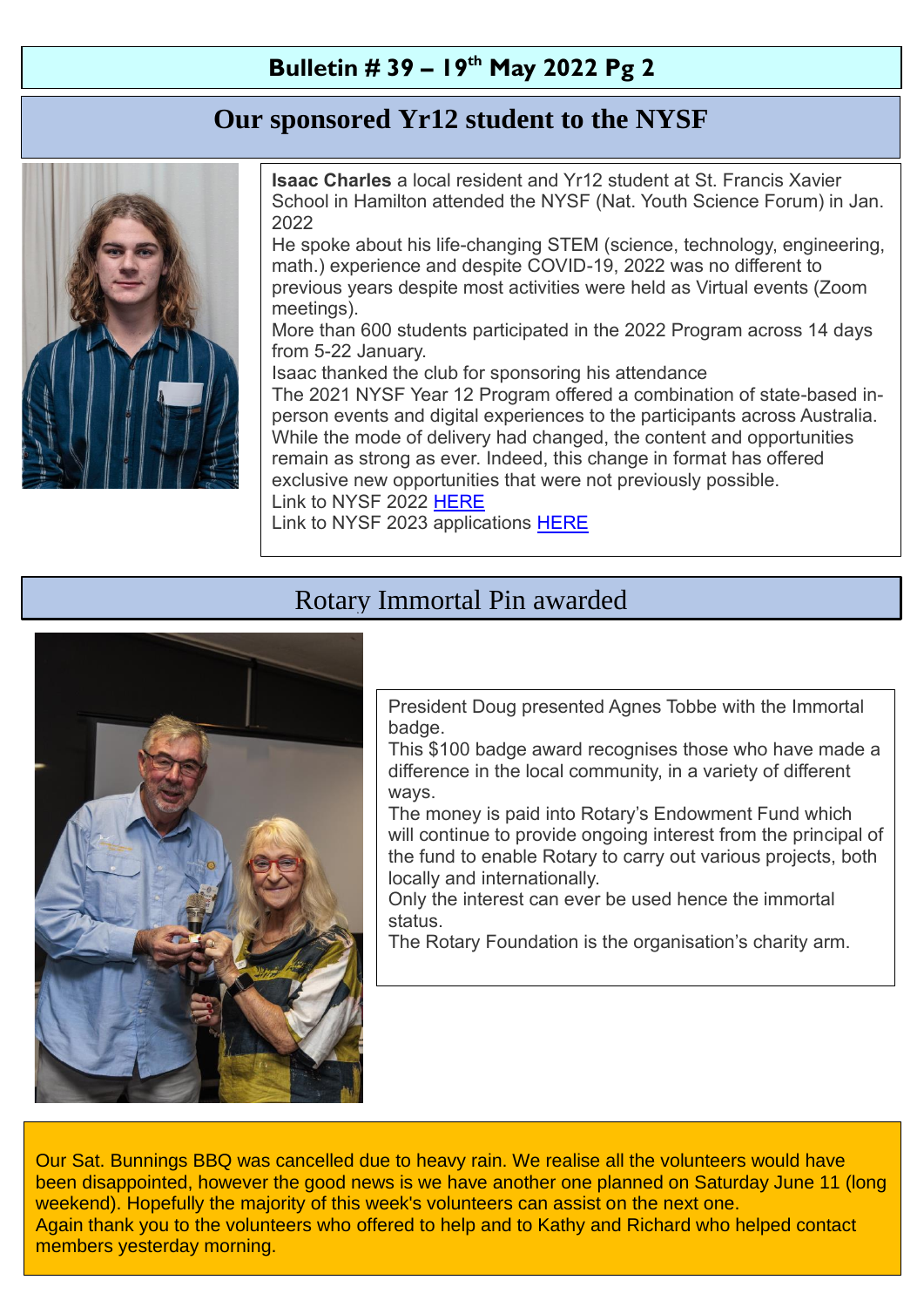**Bulletin # 39 – 19th May 2022 Pg 2**

# Our sponsored Yr12 student to the NYSF

**Isaac Charles** a local resident and Yr12 student at St. Francis Xavier School in Hamilton attended the NYSF (Nat. Youth Science Forum) in Jan. 2022

He spoke about his life-changing STEM (science, technology, engineering, math.) experience and despite COVID-19, 2022 was no different to previous years despite most activities were held as Virtual events (Zoom meetings).

More than 600 students participated in the 2022 Program across 14 days from 5-22 January.

Isaac thanked the club for sponsoring his attendance

The 2021 NYSF Year 12 Program offered a combination of state-based in-person events and digital experiences to the participants across Australia. While the mode of delivery had changed, the content and opportunities remain as strong as ever. Indeed, this change in format has offered exclusive new opportunities that were not previously possible.

Link to NYSF 2022 HERE

Link to NYSF 2023 applications HERE

# Rotary Immortal Pin awarded

President Doug presented Agnes Tobbe with the Immortal badge.

This $100 badge award recognises those who have made a difference in the local community, in a variety of different ways.

The money is paid into Rotary's Endowment Fund which will continue to provide ongoing interest from the principal of the fund to enable Rotary to carry out various projects, both locally and internationally.

Only the interest can ever be used hence the immortal status.

The Rotary Foundation is the organisation's charity arm.

Our Sat. Bunnings BBQ was cancelled due to heavy rain. We realise all the volunteers would have been disappointed, however the good news is we have another one planned on Saturday June 11 (long weekend). Hopefully the majority of this week's volunteers can assist on the next one.

Again thank you to the volunteers who offered to help and to Kathy and Richard who helped contact members yesterday morning.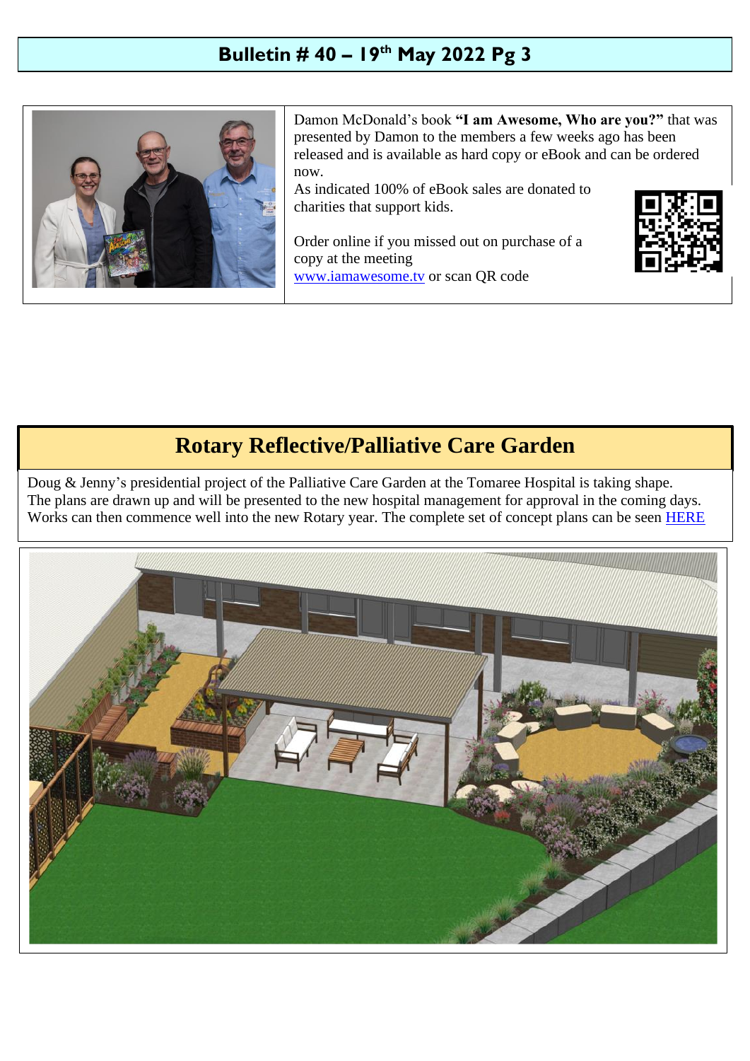Damon McDonald's book **"I am Awesome, Who are you?"** that was presented by Damon to the members a few weeks ago has been released and is available as hard copy or eBook and can be ordered now.

As indicated 100% of eBook sales are donated to charities that support kids.

Order online if you missed out on purchase of a copy at the meeting
www.iamawesome.tv or scan QR code

## Rotary Reflective/Palliative Care Garden

Doug & Jenny's presidential project of the Palliative Care Garden at the Tomaree Hospital is taking shape. The plans are drawn up and will be presented to the new hospital management for approval in the coming days. Works can then commence well into the new Rotary year. The complete set of concept plans can be seen HERE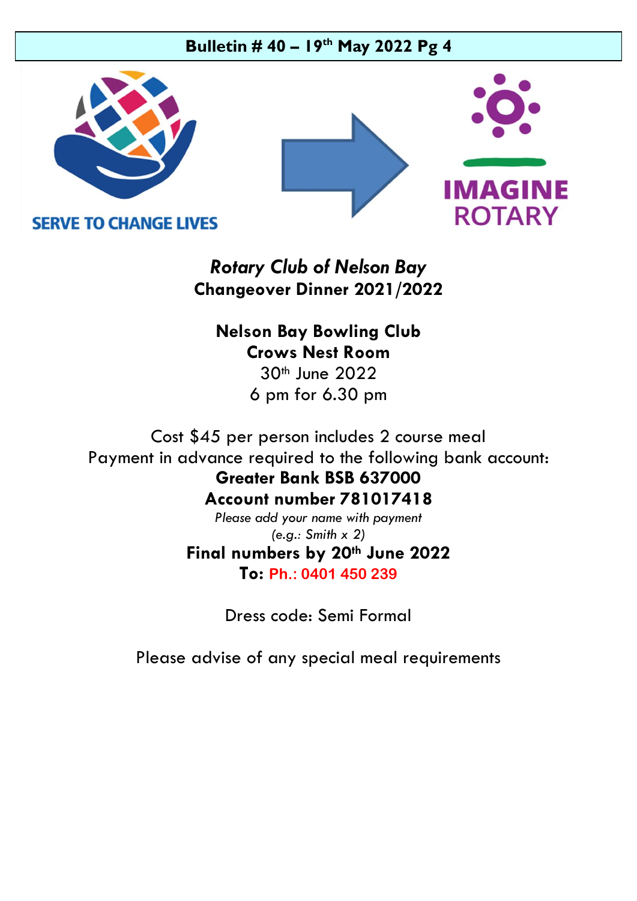SERVE TO CHANGE LIVES

IMAGINE ROTARY

***Rotary Club of Nelson Bay***
**Changeover Dinner 2021/2022**

**Nelson Bay Bowling Club**
**Crows Nest Room**
30th June 2022
6 pm for 6.30 pm

Cost $45 per person includes 2 course meal
Payment in advance required to the following bank account:
**Greater Bank BSB 637000**
**Account number 781017418**
*Please add your name with payment*
*(e.g.: Smith x 2)*
**Final numbers by 20th June 2022**
**To:** Ph.: 0401 450 239

Dress code: Semi Formal

Please advise of any special meal requirements